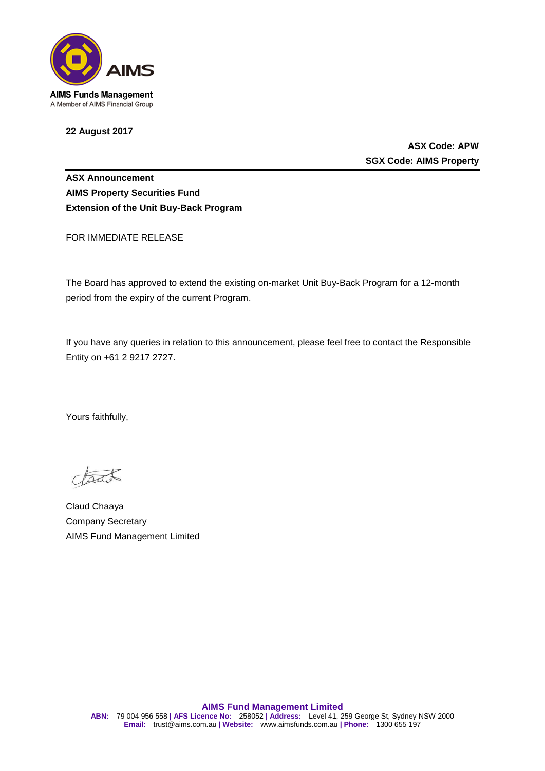AIMS Funds Management
A Member of AIMS Financial Group

**22 August 2017**

**ASX Code: APW**
**SGX Code: AIMS Property**

---

**ASX Announcement**
**AIMS Property Securities Fund**
**Extension of the Unit Buy-Back Program**

FOR IMMEDIATE RELEASE

The Board has approved to extend the existing on-market Unit Buy-Back Program for a 12-month period from the expiry of the current Program.

If you have any queries in relation to this announcement, please feel free to contact the Responsible Entity on +61 2 9217 2727.

Yours faithfully,

Claud Chaaya
Company Secretary
AIMS Fund Management Limited

**AIMS Fund Management Limited**
**ABN:** 79 004 956 558 **| AFS Licence No:** 258052 **| Address:** Level 41, 259 George St, Sydney NSW 2000
**Email:** trust@aims.com.au **| Website:** www.aimsfunds.com.au **| Phone:** 1300 655 197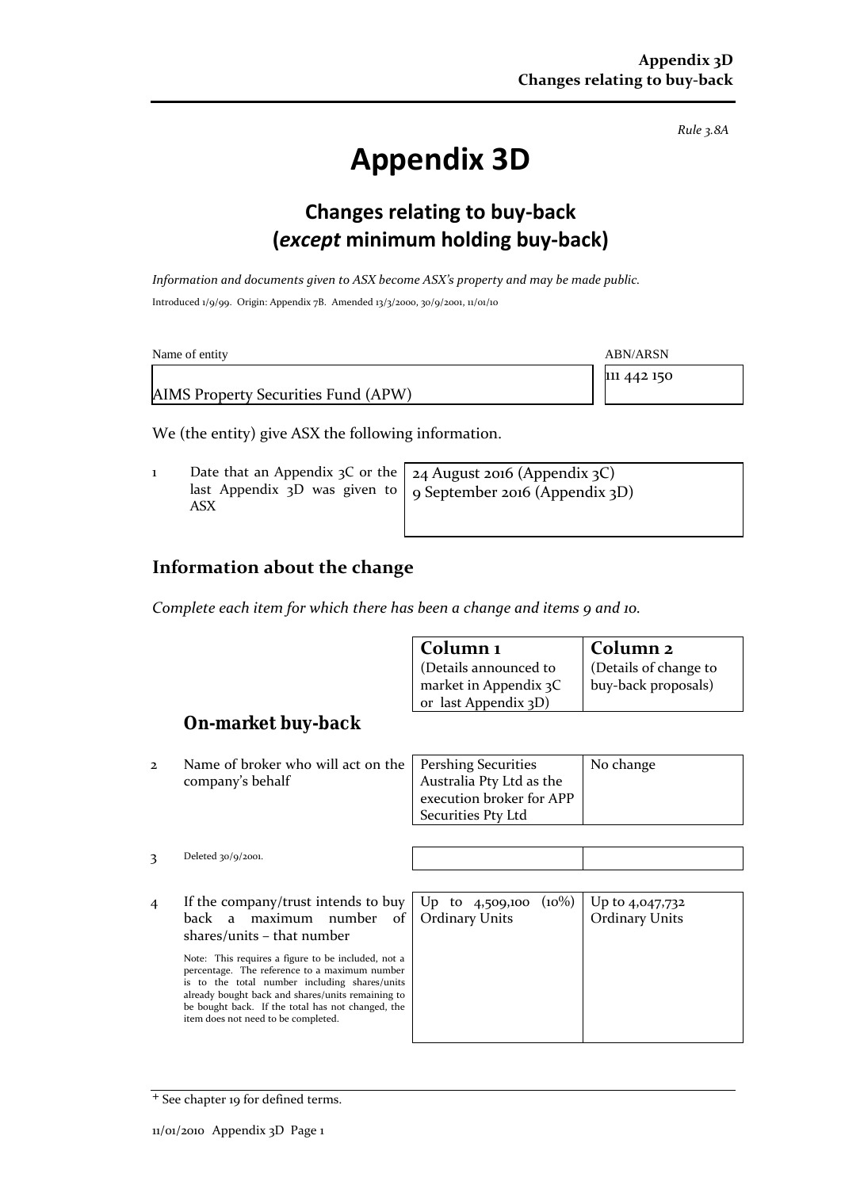*Rule 3.8A*

# Appendix 3D

## Changes relating to buy-back (*except* minimum holding buy-back)

*Information and documents given to ASX become ASX's property and may be made public.*

Introduced 1/9/99. Origin: Appendix 7B. Amended 13/3/2000, 30/9/2001, 11/01/10

| Name of entity | ABN/ARSN |
|---|---|
| AIMS Property Securities Fund (APW) | 111 442 150 |

We (the entity) give ASX the following information.

| | | |
|---|---|---|
| 1 | Date that an Appendix 3C or the last Appendix 3D was given to ASX | 24 August 2016 (Appendix 3C)<br>9 September 2016 (Appendix 3D) |

## Information about the change

*Complete each item for which there has been a change and items 9 and 10.*

| | | Column 1<br>(Details announced to market in Appendix 3C or last Appendix 3D) | Column 2<br>(Details of change to buy-back proposals) |
|---|---|---|---|
| | **On-market buy-back** | | |
| 2 | Name of broker who will act on the company's behalf | Pershing Securities Australia Pty Ltd as the execution broker for APP Securities Pty Ltd | No change |
| 3 | Deleted 30/9/2001. | | |
| 4 | If the company/trust intends to buy back a maximum number of shares/units – that number<br><br>Note: This requires a figure to be included, not a percentage. The reference to a maximum number is to the total number including shares/units already bought back and shares/units remaining to be bought back. If the total has not changed, the item does not need to be completed. | Up to 4,509,100 (10%) Ordinary Units | Up to 4,047,732 Ordinary Units |

+ See chapter 19 for defined terms.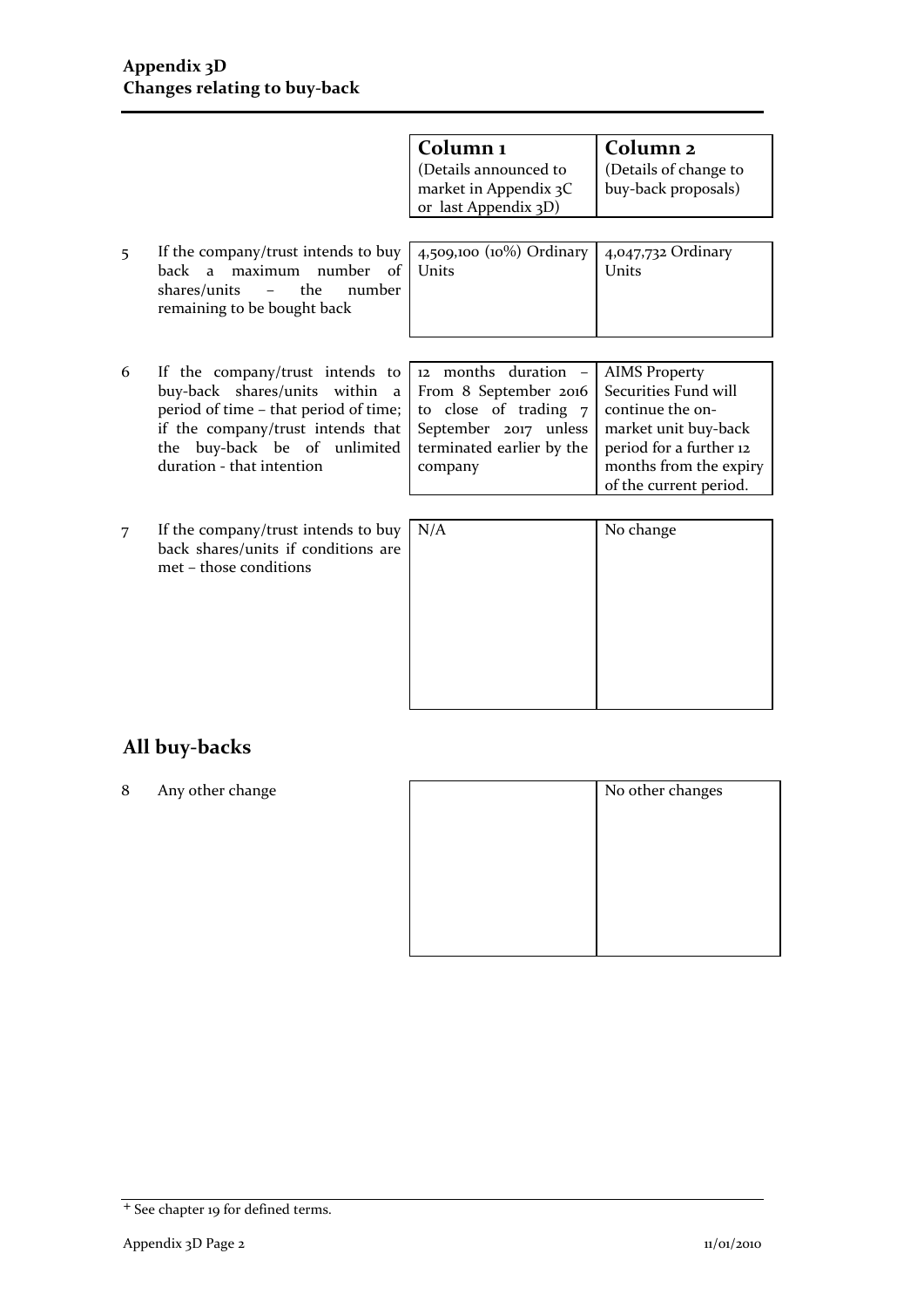| | | Column 1 (Details announced to market in Appendix 3C or last Appendix 3D) | Column 2 (Details of change to buy-back proposals) |
|---|---|---|---|
| 5 | If the company/trust intends to buy back a maximum number of shares/units – the number remaining to be bought back | 4,509,100 (10%) Ordinary Units | 4,047,732 Ordinary Units |
| 6 | If the company/trust intends to buy-back shares/units within a period of time – that period of time; if the company/trust intends that the buy-back be of unlimited duration - that intention | 12 months duration – From 8 September 2016 to close of trading 7 September 2017 unless terminated earlier by the company | AIMS Property Securities Fund will continue the on-market unit buy-back period for a further 12 months from the expiry of the current period. |
| 7 | If the company/trust intends to buy back shares/units if conditions are met – those conditions | N/A | No change |

## All buy-backs

| | | | |
|---|---|---|---|
| 8 | Any other change | | No other changes |

+ See chapter 19 for defined terms.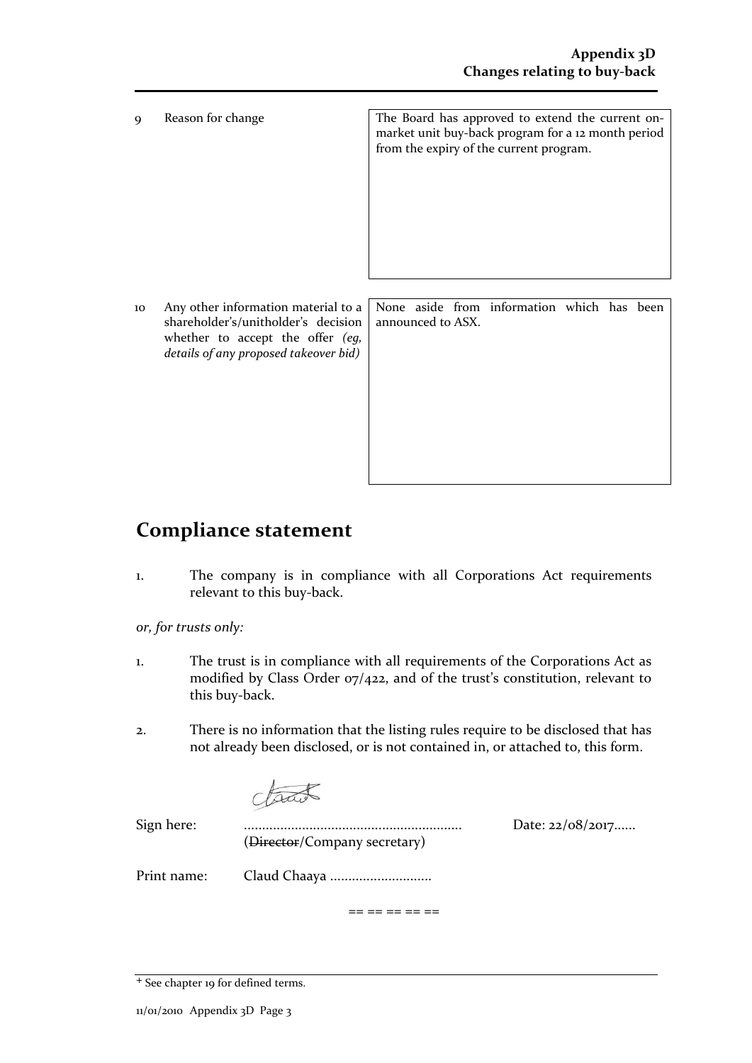| | | |
|---|---|---|
| 9 | Reason for change | The Board has approved to extend the current on-market unit buy-back program for a 12 month period from the expiry of the current program. |
| 10 | Any other information material to a shareholder's/unitholder's decision whether to accept the offer *(eg, details of any proposed takeover bid)* | None aside from information which has been announced to ASX. |

## Compliance statement

1. The company is in compliance with all Corporations Act requirements relevant to this buy-back.

*or, for trusts only:*

1. The trust is in compliance with all requirements of the Corporations Act as modified by Class Order 07/422, and of the trust's constitution, relevant to this buy-back.

2. There is no information that the listing rules require to be disclosed that has not already been disclosed, or is not contained in, or attached to, this form.

Sign here: ............................................................ Date: 22/08/2017......
(~~Director~~/Company secretary)

Print name: Claud Chaaya ............................

== == == == ==

+ See chapter 19 for defined terms.